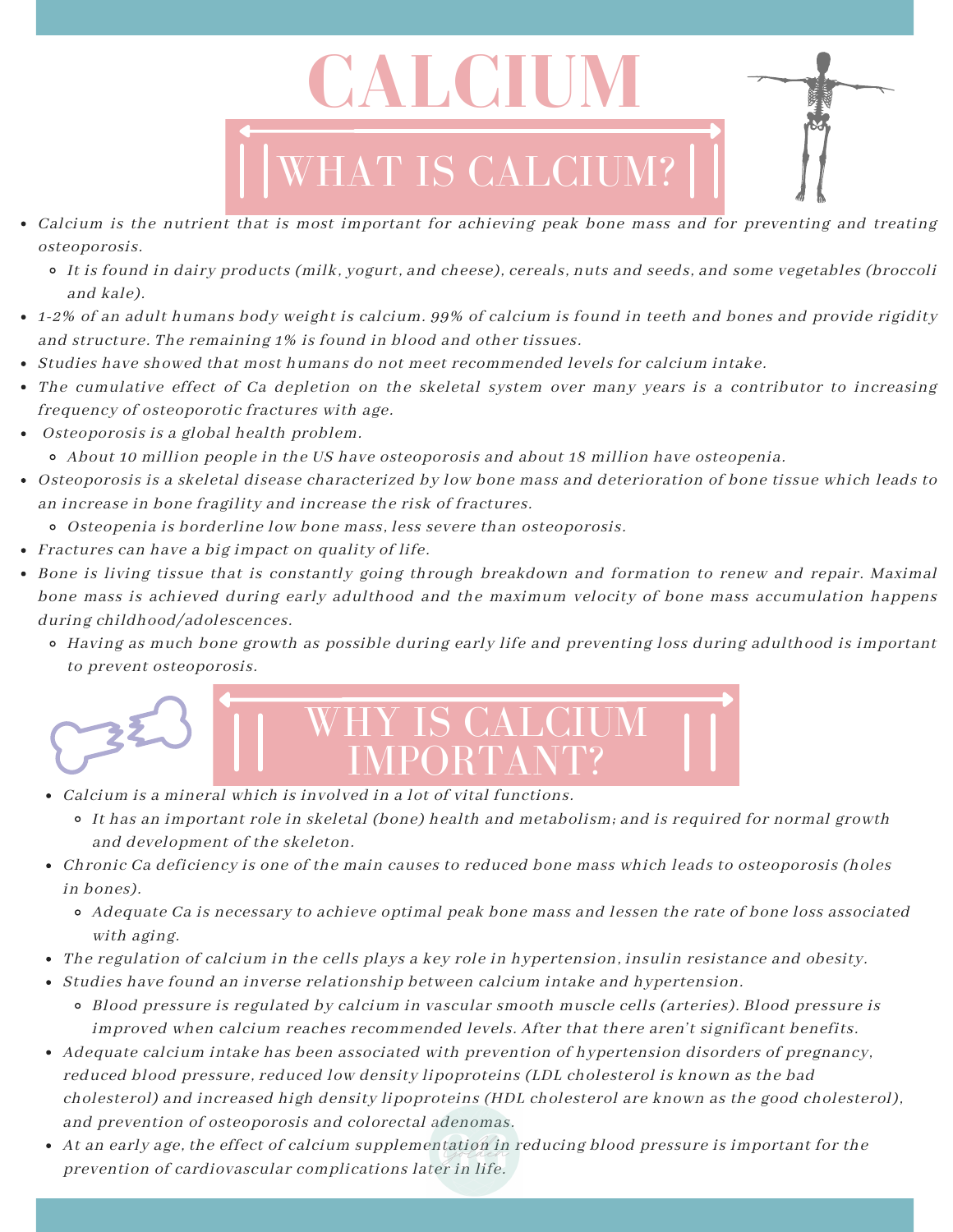# CALCIUM

## WHAT IS CALCIUM?

- *Calcium is the nutrient that is most important for achieving peak bone mass and for preventing and treating osteoporosis.*
  - *It is found in dairy products (milk, yogurt, and cheese), cereals, nuts and seeds, and some vegetables (broccoli and kale).*
- *1-2% of an adult humans body weight is calcium. 99% of calcium is found in teeth and bones and provide rigidity and structure. The remaining 1% is found in blood and other tissues.*
- *Studies have showed that most humans do not meet recommended levels for calcium intake.*
- *The cumulative effect of Ca depletion on the skeletal system over many years is a contributor to increasing frequency of osteoporotic fractures with age.*
- *Osteoporosis is a global health problem.*
  - *About 10 million people in the US have osteoporosis and about 18 million have osteopenia.*
- *Osteoporosis is a skeletal disease characterized by low bone mass and deterioration of bone tissue which leads to an increase in bone fragility and increase the risk of fractures.*
  - *Osteopenia is borderline low bone mass, less severe than osteoporosis.*
- *Fractures can have a big impact on quality of life.*
- *Bone is living tissue that is constantly going through breakdown and formation to renew and repair. Maximal bone mass is achieved during early adulthood and the maximum velocity of bone mass accumulation happens during childhood/adolescences.*
  - *Having as much bone growth as possible during early life and preventing loss during adulthood is important to prevent osteoporosis.*

## WHY IS CALCIUM IMPORTANT?

- *Calcium is a mineral which is involved in a lot of vital functions.*
  - *It has an important role in skeletal (bone) health and metabolism; and is required for normal growth and development of the skeleton.*
- *Chronic Ca deficiency is one of the main causes to reduced bone mass which leads to osteoporosis (holes in bones).*
  - *Adequate Ca is necessary to achieve optimal peak bone mass and lessen the rate of bone loss associated with aging.*
- *The regulation of calcium in the cells plays a key role in hypertension, insulin resistance and obesity.*
- *Studies have found an inverse relationship between calcium intake and hypertension.*
  - *Blood pressure is regulated by calcium in vascular smooth muscle cells (arteries). Blood pressure is improved when calcium reaches recommended levels. After that there aren't significant benefits.*
- *Adequate calcium intake has been associated with prevention of hypertension disorders of pregnancy, reduced blood pressure, reduced low density lipoproteins (LDL cholesterol is known as the bad cholesterol) and increased high density lipoproteins (HDL cholesterol are known as the good cholesterol), and prevention of osteoporosis and colorectal adenomas.*
- *At an early age, the effect of calcium supplementation in reducing blood pressure is important for the prevention of cardiovascular complications later in life.*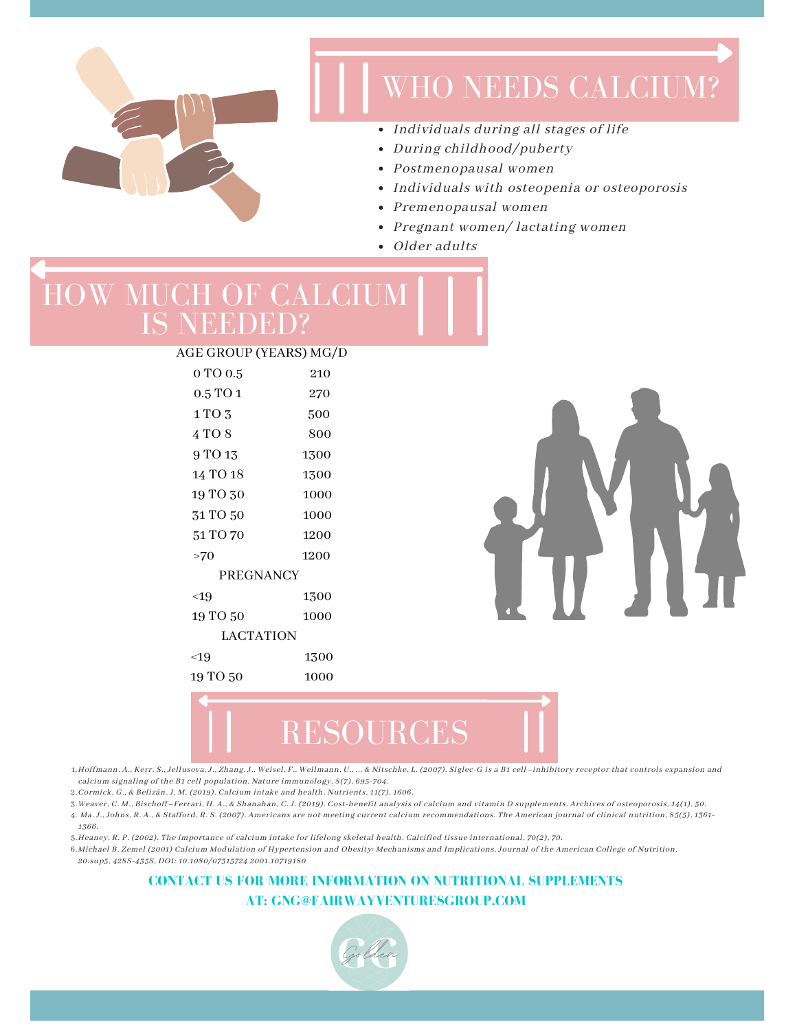## WHO NEEDS CALCIUM?

- *Individuals during all stages of life*
- *During childhood/puberty*
- *Postmenopausal women*
- *Individuals with osteopenia or osteoporosis*
- *Premenopausal women*
- *Pregnant women/ lactating women*
- *Older adults*

## HOW MUCH OF CALCIUM IS NEEDED?

| AGE GROUP (YEARS) | MG/D |
|---|---|
| 0 TO 0.5 | 210 |
| 0.5 TO 1 | 270 |
| 1 TO 3 | 500 |
| 4 TO 8 | 800 |
| 9 TO 13 | 1300 |
| 14 TO 18 | 1300 |
| 19 TO 30 | 1000 |
| 31 TO 50 | 1000 |
| 51 TO 70 | 1200 |
| >70 | 1200 |
| PREGNANCY | |
| <19 | 1300 |
| 19 TO 50 | 1000 |
| LACTATION | |
| <19 | 1300 |
| 19 TO 50 | 1000 |

## RESOURCES

1. *Hoffmann, A., Kerr, S., Jellusova, J., Zhang, J., Weisel, F., Wellmann, U., ... & Nitschke, L. (2007). Siglec-G is a B1 cell–inhibitory receptor that controls expansion and calcium signaling of the B1 cell population. Nature immunology, 8(7), 695-704.*
2. *Cormick, G., & Belizán, J. M. (2019). Calcium intake and health. Nutrients, 11(7), 1606.*
3. *Weaver, C. M., Bischoff–Ferrari, H. A., & Shanahan, C. J. (2019). Cost-benefit analysis of calcium and vitamin D supplements. Archives of osteoporosis, 14(1), 50.*
4. *Ma, J., Johns, R. A., & Stafford, R. S. (2007). Americans are not meeting current calcium recommendations. The American journal of clinical nutrition, 85(5), 1361-1366.*
5. *Heaney, R. P. (2002). The importance of calcium intake for lifelong skeletal health. Calcified tissue international, 70(2), 70.*
6. *Michael B. Zemel (2001) Calcium Modulation of Hypertension and Obesity: Mechanisms and Implications, Journal of the American College of Nutrition, 20:sup5, 428S-435S, DOI: 10.1080/07315724.2001.10719180*

**CONTACT US FOR MORE INFORMATION ON NUTRITIONAL SUPPLEMENTS AT: GNG@FAIRWAYVENTURESGROUP.COM**